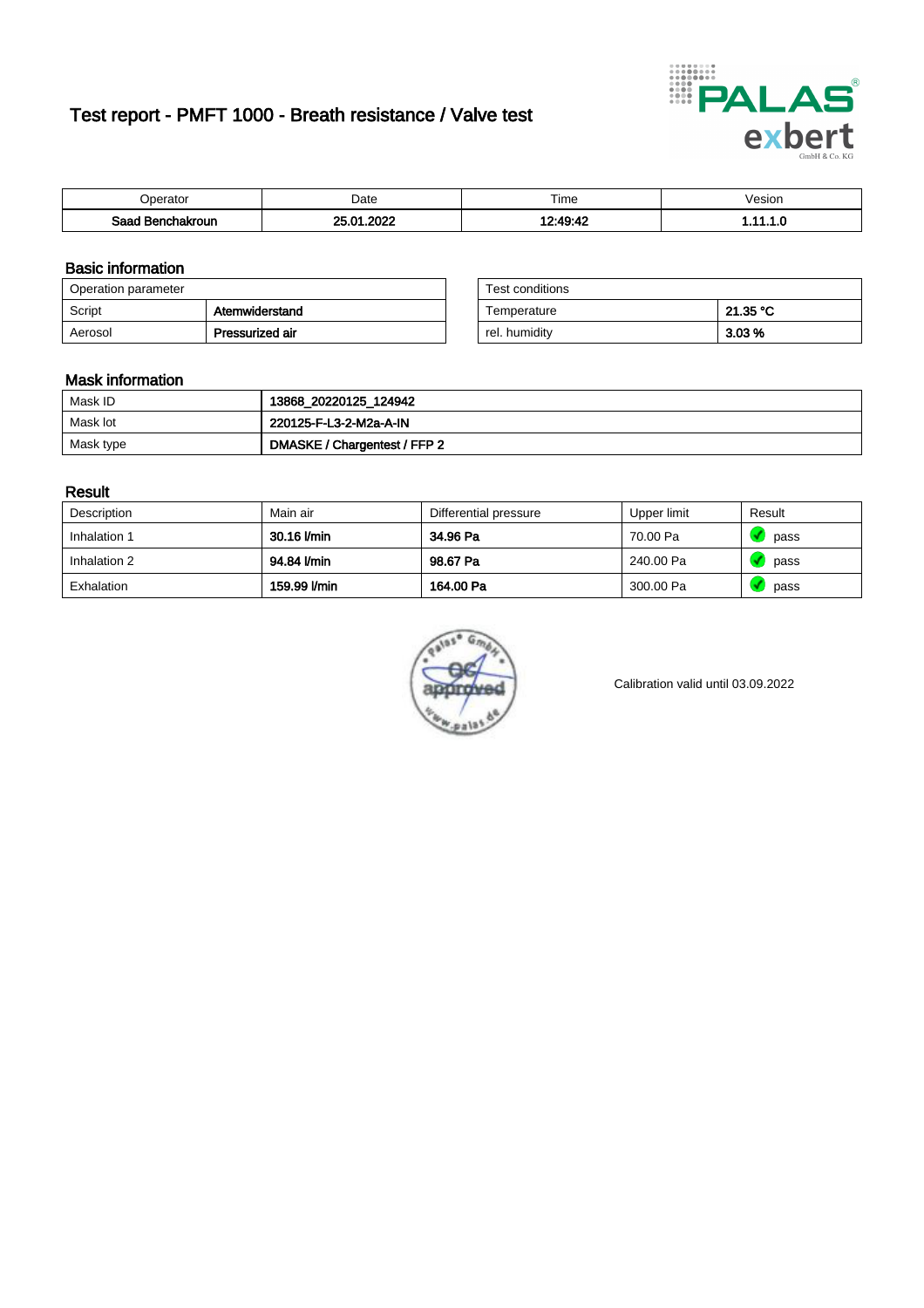# Test report - PMFT 1000 - Breath resistance / Valve test

| Operator | Date | Time | Vesion |
|---|---|---|---|
| **Saad Benchakroun** | **25.01.2022** | **12:49:42** | **1.11.1.0** |

## Basic information

| Operation parameter | |
|---|---|
| Script | **Atemwiderstand** |
| Aerosol | **Pressurized air** |

| Test conditions | |
|---|---|
| Temperature | **21.35 °C** |
| rel. humidity | **3.03 %** |

## Mask information

| | |
|---|---|
| Mask ID | **13868_20220125_124942** |
| Mask lot | **220125-F-L3-2-M2a-A-IN** |
| Mask type | **DMASKE / Chargentest / FFP 2** |

## Result

| Description | Main air | Differential pressure | Upper limit | Result |
|---|---|---|---|---|
| Inhalation 1 | **30.16 l/min** | **34.96 Pa** | 70.00 Pa | pass |
| Inhalation 2 | **94.84 l/min** | **98.67 Pa** | 240.00 Pa | pass |
| Exhalation | **159.99 l/min** | **164.00 Pa** | 300.00 Pa | pass |

Calibration valid until 03.09.2022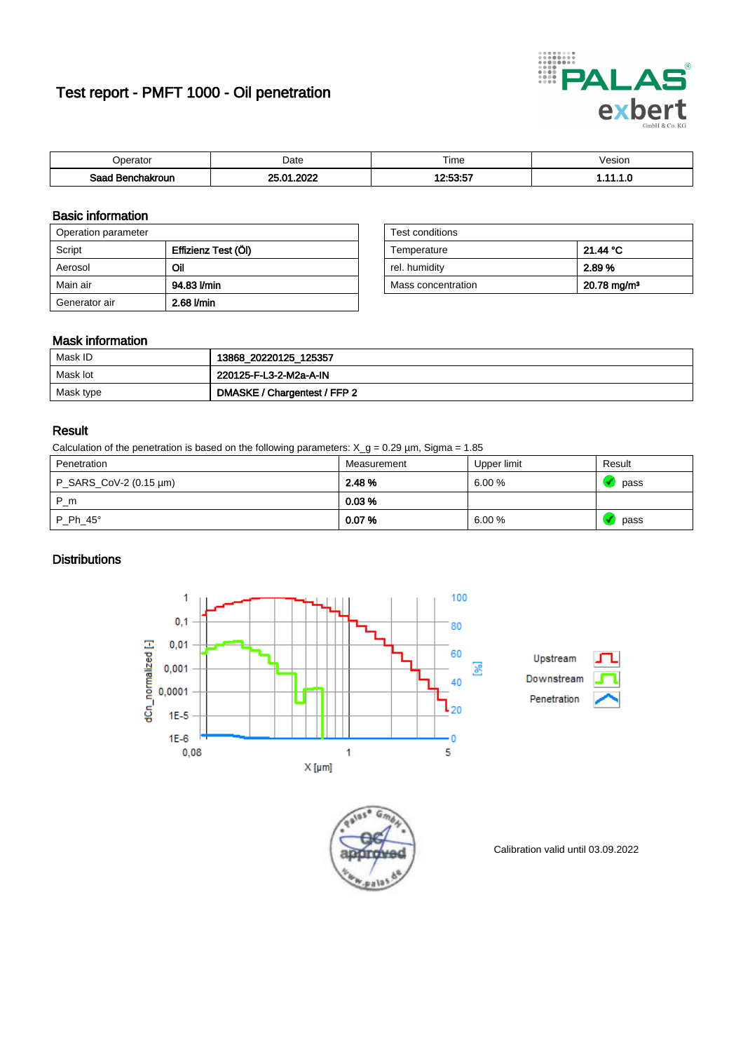# Test report - PMFT 1000 - Oil penetration

| Operator | Date | Time | Vesion |
|---|---|---|---|
| **Saad Benchakroun** | **25.01.2022** | **12:53:57** | **1.11.1.0** |

## Basic information

| Operation parameter | |
|---|---|
| Script | **Effizienz Test (Öl)** |
| Aerosol | **Oil** |
| Main air | **94.83 l/min** |
| Generator air | **2.68 l/min** |

| Test conditions | |
|---|---|
| Temperature | **21.44 °C** |
| rel. humidity | **2.89 %** |
| Mass concentration | **20.78 mg/m³** |

## Mask information

| | |
|---|---|
| Mask ID | **13868_20220125_125357** |
| Mask lot | **220125-F-L3-2-M2a-A-IN** |
| Mask type | **DMASKE / Chargentest / FFP 2** |

## Result

Calculation of the penetration is based on the following parameters: X_g = 0.29 µm, Sigma = 1.85

| Penetration | Measurement | Upper limit | Result |
|---|---|---|---|
| P_SARS_CoV-2 (0.15 µm) | **2.48 %** | 6.00 % | pass |
| P_m | **0.03 %** | | |
| P_Ph_45° | **0.07 %** | 6.00 % | pass |

## Distributions

dCn_normalized [-]
1
0,1
0,01
0,001
0,0001
1E-5
1E-6
0,08
1
5
X [µm]
[%]
100
80
60
40
20
0
Upstream
Downstream
Penetration

QC approved
Palas® GmbH
www.palas.de

Calibration valid until 03.09.2022